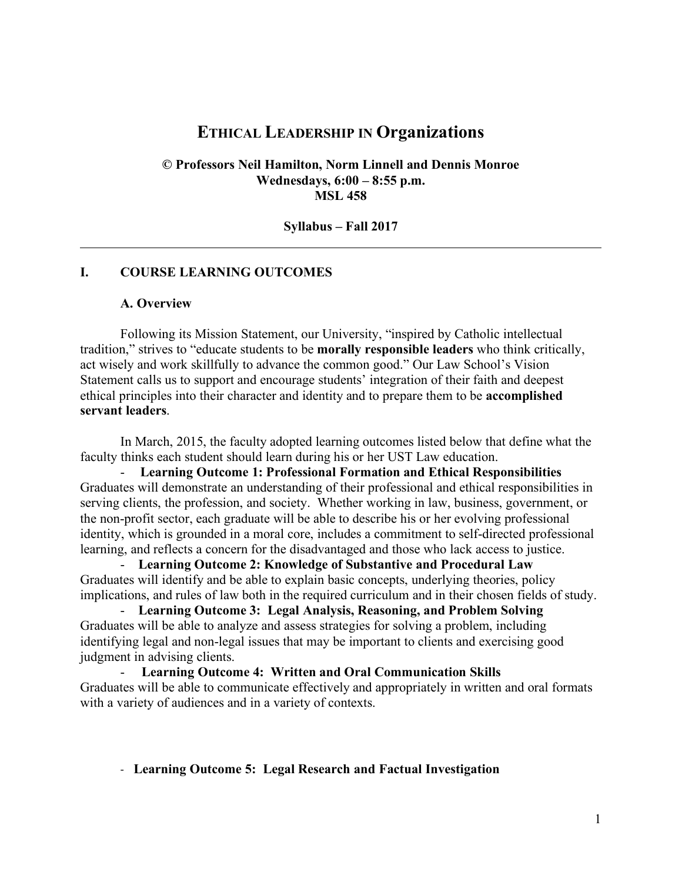# ETHICAL LEADERSHIP IN Organizations

**© Professors Neil Hamilton, Norm Linnell and Dennis Monroe**
**Wednesdays, 6:00 – 8:55 p.m.**
**MSL 458**

**Syllabus – Fall 2017**

---

## I. COURSE LEARNING OUTCOMES

### A. Overview

Following its Mission Statement, our University, "inspired by Catholic intellectual tradition," strives to "educate students to be **morally responsible leaders** who think critically, act wisely and work skillfully to advance the common good." Our Law School's Vision Statement calls us to support and encourage students' integration of their faith and deepest ethical principles into their character and identity and to prepare them to be **accomplished servant leaders**.

In March, 2015, the faculty adopted learning outcomes listed below that define what the faculty thinks each student should learn during his or her UST Law education.

- **Learning Outcome 1: Professional Formation and Ethical Responsibilities** Graduates will demonstrate an understanding of their professional and ethical responsibilities in serving clients, the profession, and society. Whether working in law, business, government, or the non-profit sector, each graduate will be able to describe his or her evolving professional identity, which is grounded in a moral core, includes a commitment to self-directed professional learning, and reflects a concern for the disadvantaged and those who lack access to justice.
- **Learning Outcome 2: Knowledge of Substantive and Procedural Law** Graduates will identify and be able to explain basic concepts, underlying theories, policy implications, and rules of law both in the required curriculum and in their chosen fields of study.
- **Learning Outcome 3: Legal Analysis, Reasoning, and Problem Solving** Graduates will be able to analyze and assess strategies for solving a problem, including identifying legal and non-legal issues that may be important to clients and exercising good judgment in advising clients.
- **Learning Outcome 4: Written and Oral Communication Skills** Graduates will be able to communicate effectively and appropriately in written and oral formats with a variety of audiences and in a variety of contexts.
- **Learning Outcome 5: Legal Research and Factual Investigation**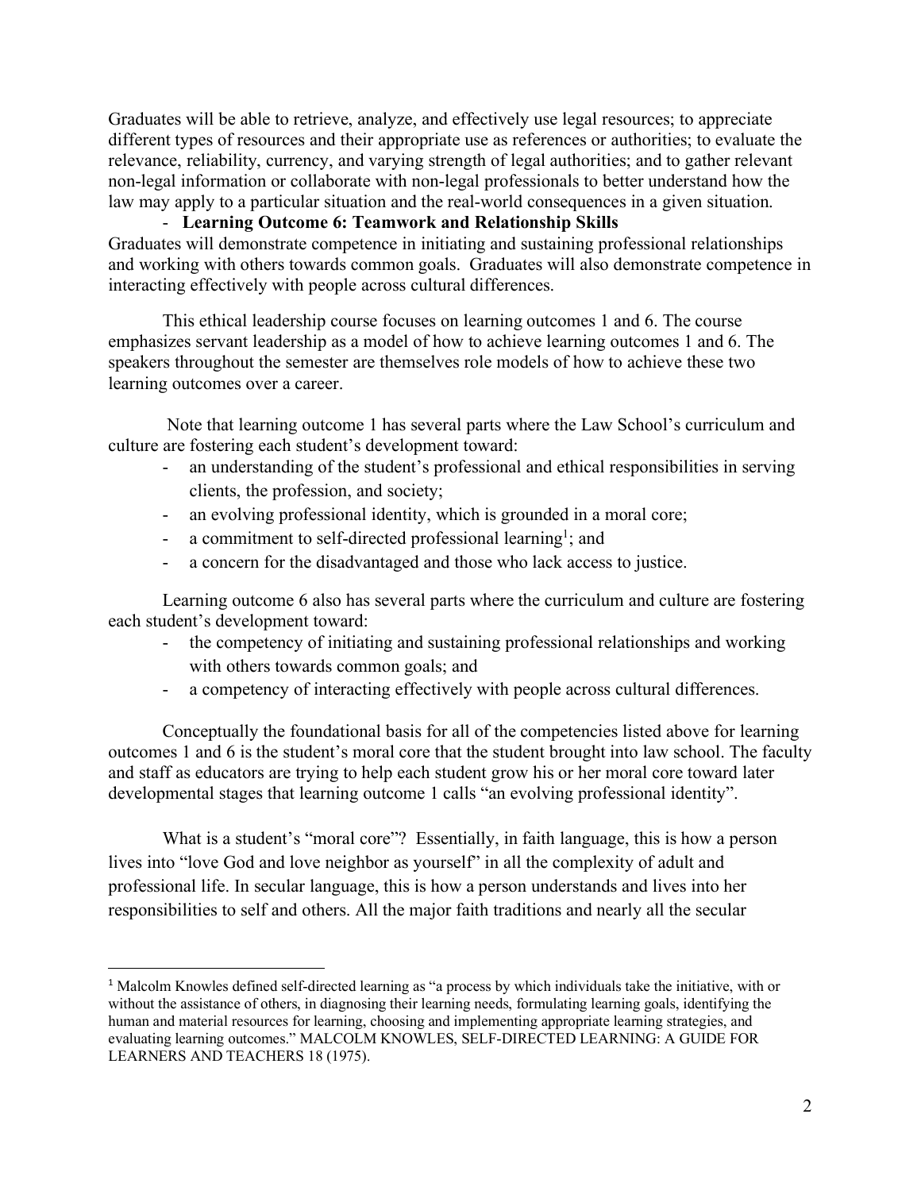Graduates will be able to retrieve, analyze, and effectively use legal resources; to appreciate different types of resources and their appropriate use as references or authorities; to evaluate the relevance, reliability, currency, and varying strength of legal authorities; and to gather relevant non-legal information or collaborate with non-legal professionals to better understand how the law may apply to a particular situation and the real-world consequences in a given situation.

- **Learning Outcome 6: Teamwork and Relationship Skills**

Graduates will demonstrate competence in initiating and sustaining professional relationships and working with others towards common goals. Graduates will also demonstrate competence in interacting effectively with people across cultural differences.

This ethical leadership course focuses on learning outcomes 1 and 6. The course emphasizes servant leadership as a model of how to achieve learning outcomes 1 and 6. The speakers throughout the semester are themselves role models of how to achieve these two learning outcomes over a career.

Note that learning outcome 1 has several parts where the Law School's curriculum and culture are fostering each student's development toward:

- an understanding of the student's professional and ethical responsibilities in serving clients, the profession, and society;
- an evolving professional identity, which is grounded in a moral core;
- a commitment to self-directed professional learning[1]; and
- a concern for the disadvantaged and those who lack access to justice.

Learning outcome 6 also has several parts where the curriculum and culture are fostering each student's development toward:

- the competency of initiating and sustaining professional relationships and working with others towards common goals; and
- a competency of interacting effectively with people across cultural differences.

Conceptually the foundational basis for all of the competencies listed above for learning outcomes 1 and 6 is the student's moral core that the student brought into law school. The faculty and staff as educators are trying to help each student grow his or her moral core toward later developmental stages that learning outcome 1 calls "an evolving professional identity".

What is a student's "moral core"? Essentially, in faith language, this is how a person lives into "love God and love neighbor as yourself" in all the complexity of adult and professional life. In secular language, this is how a person understands and lives into her responsibilities to self and others. All the major faith traditions and nearly all the secular

---

[1] Malcolm Knowles defined self-directed learning as "a process by which individuals take the initiative, with or without the assistance of others, in diagnosing their learning needs, formulating learning goals, identifying the human and material resources for learning, choosing and implementing appropriate learning strategies, and evaluating learning outcomes." MALCOLM KNOWLES, SELF-DIRECTED LEARNING: A GUIDE FOR LEARNERS AND TEACHERS 18 (1975).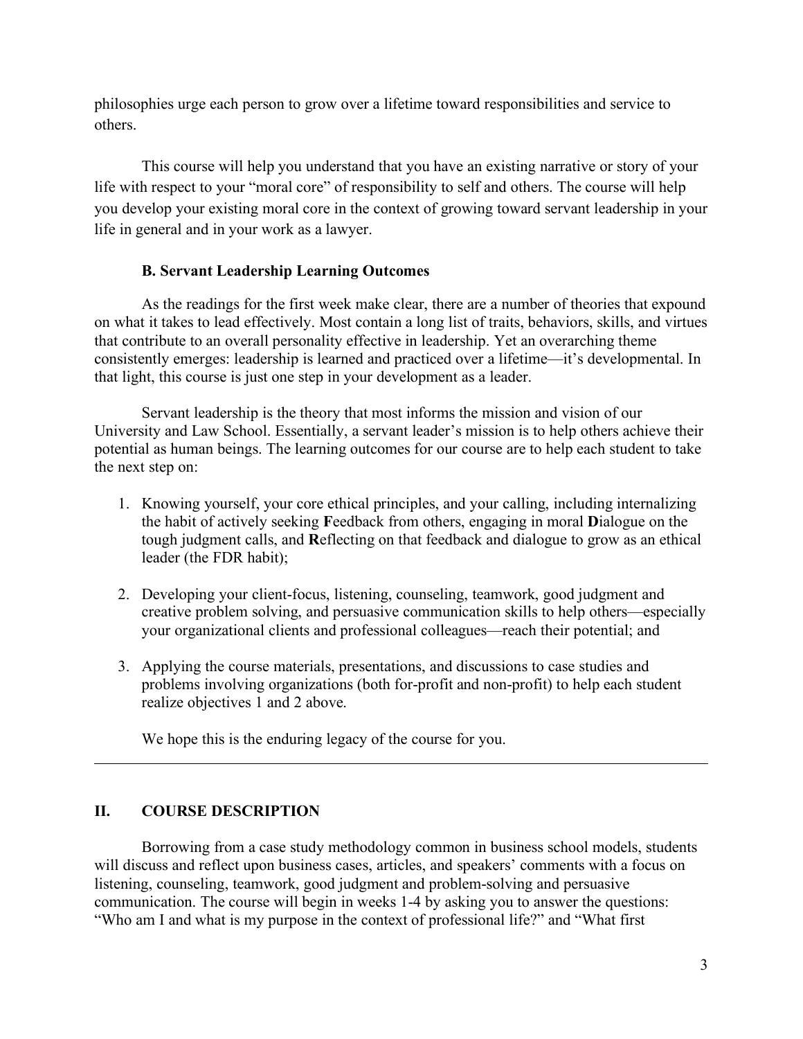philosophies urge each person to grow over a lifetime toward responsibilities and service to others.

This course will help you understand that you have an existing narrative or story of your life with respect to your "moral core" of responsibility to self and others. The course will help you develop your existing moral core in the context of growing toward servant leadership in your life in general and in your work as a lawyer.

### B. Servant Leadership Learning Outcomes

As the readings for the first week make clear, there are a number of theories that expound on what it takes to lead effectively. Most contain a long list of traits, behaviors, skills, and virtues that contribute to an overall personality effective in leadership. Yet an overarching theme consistently emerges: leadership is learned and practiced over a lifetime—it's developmental. In that light, this course is just one step in your development as a leader.

Servant leadership is the theory that most informs the mission and vision of our University and Law School. Essentially, a servant leader's mission is to help others achieve their potential as human beings. The learning outcomes for our course are to help each student to take the next step on:

1. Knowing yourself, your core ethical principles, and your calling, including internalizing the habit of actively seeking **F**eedback from others, engaging in moral **D**ialogue on the tough judgment calls, and **R**eflecting on that feedback and dialogue to grow as an ethical leader (the FDR habit);

2. Developing your client-focus, listening, counseling, teamwork, good judgment and creative problem solving, and persuasive communication skills to help others—especially your organizational clients and professional colleagues—reach their potential; and

3. Applying the course materials, presentations, and discussions to case studies and problems involving organizations (both for-profit and non-profit) to help each student realize objectives 1 and 2 above.

We hope this is the enduring legacy of the course for you.

---

## II. COURSE DESCRIPTION

Borrowing from a case study methodology common in business school models, students will discuss and reflect upon business cases, articles, and speakers' comments with a focus on listening, counseling, teamwork, good judgment and problem-solving and persuasive communication. The course will begin in weeks 1-4 by asking you to answer the questions: "Who am I and what is my purpose in the context of professional life?" and "What first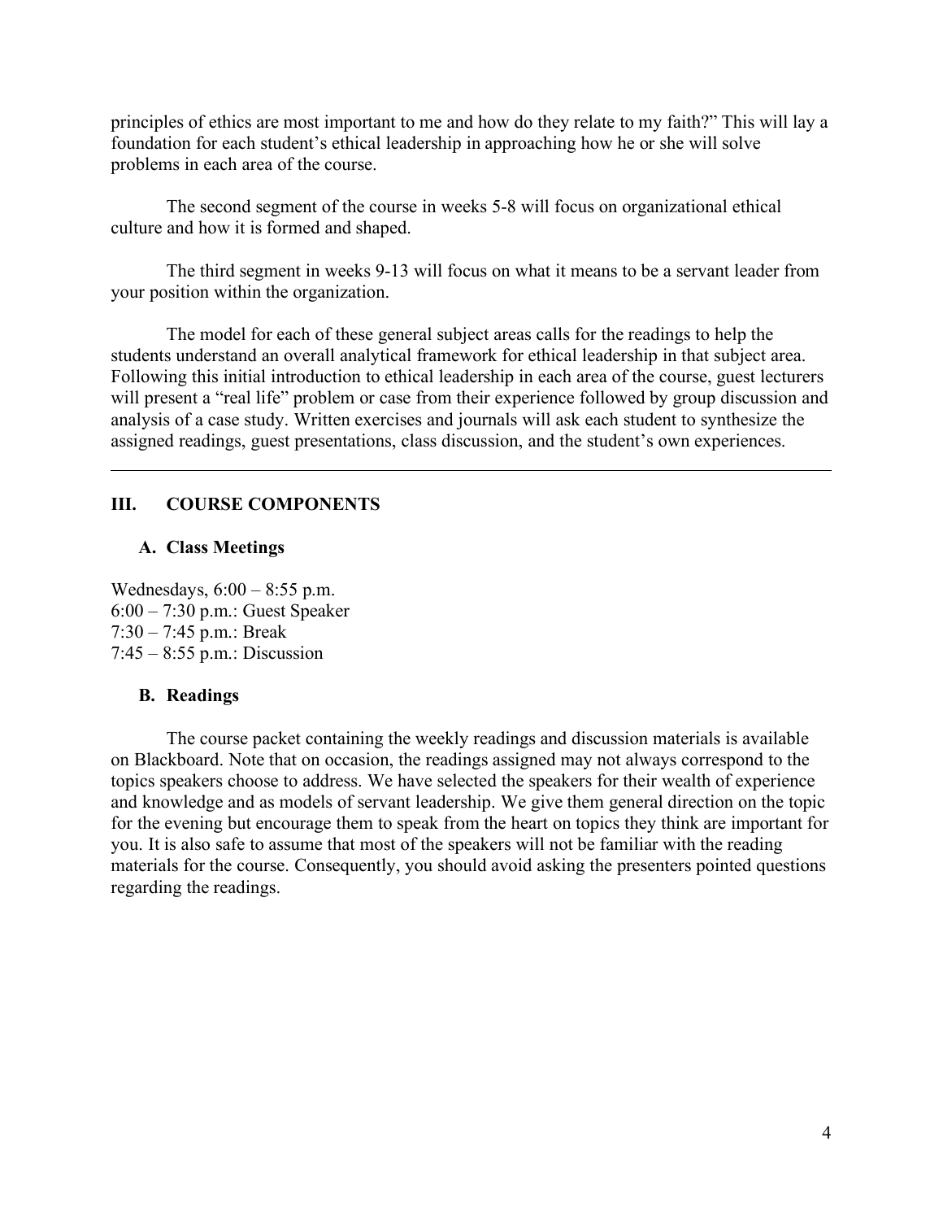principles of ethics are most important to me and how do they relate to my faith?" This will lay a foundation for each student's ethical leadership in approaching how he or she will solve problems in each area of the course.

The second segment of the course in weeks 5-8 will focus on organizational ethical culture and how it is formed and shaped.

The third segment in weeks 9-13 will focus on what it means to be a servant leader from your position within the organization.

The model for each of these general subject areas calls for the readings to help the students understand an overall analytical framework for ethical leadership in that subject area. Following this initial introduction to ethical leadership in each area of the course, guest lecturers will present a "real life" problem or case from their experience followed by group discussion and analysis of a case study. Written exercises and journals will ask each student to synthesize the assigned readings, guest presentations, class discussion, and the student's own experiences.

---

## III. COURSE COMPONENTS

### A. Class Meetings

Wednesdays, 6:00 – 8:55 p.m.
6:00 – 7:30 p.m.: Guest Speaker
7:30 – 7:45 p.m.: Break
7:45 – 8:55 p.m.: Discussion

### B. Readings

The course packet containing the weekly readings and discussion materials is available on Blackboard. Note that on occasion, the readings assigned may not always correspond to the topics speakers choose to address. We have selected the speakers for their wealth of experience and knowledge and as models of servant leadership. We give them general direction on the topic for the evening but encourage them to speak from the heart on topics they think are important for you. It is also safe to assume that most of the speakers will not be familiar with the reading materials for the course. Consequently, you should avoid asking the presenters pointed questions regarding the readings.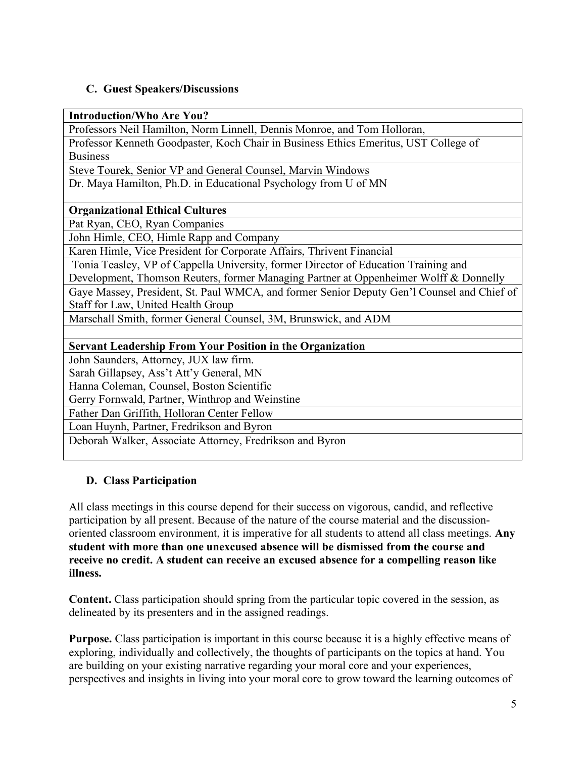### C. Guest Speakers/Discussions

| **Introduction/Who Are You?** |
|---|
| Professors Neil Hamilton, Norm Linnell, Dennis Monroe, and Tom Holloran, |
| Professor Kenneth Goodpaster, Koch Chair in Business Ethics Emeritus, UST College of Business |
| Steve Tourek, Senior VP and General Counsel, Marvin Windows<br>Dr. Maya Hamilton, Ph.D. in Educational Psychology from U of MN |
| **Organizational Ethical Cultures** |
| Pat Ryan, CEO, Ryan Companies |
| John Himle, CEO, Himle Rapp and Company |
| Karen Himle, Vice President for Corporate Affairs, Thrivent Financial |
| Tonia Teasley, VP of Cappella University, former Director of Education Training and Development, Thomson Reuters, former Managing Partner at Oppenheimer Wolff & Donnelly |
| Gaye Massey, President, St. Paul WMCA, and former Senior Deputy Gen'l Counsel and Chief of Staff for Law, United Health Group |
| Marschall Smith, former General Counsel, 3M, Brunswick, and ADM |
| |
| **Servant Leadership From Your Position in the Organization** |
| John Saunders, Attorney, JUX law firm.<br>Sarah Gillapsey, Ass't Att'y General, MN<br>Hanna Coleman, Counsel, Boston Scientific<br>Gerry Fornwald, Partner, Winthrop and Weinstine |
| Father Dan Griffith, Holloran Center Fellow |
| Loan Huynh, Partner, Fredrikson and Byron |
| Deborah Walker, Associate Attorney, Fredrikson and Byron |

### D. Class Participation

All class meetings in this course depend for their success on vigorous, candid, and reflective participation by all present. Because of the nature of the course material and the discussion-oriented classroom environment, it is imperative for all students to attend all class meetings. **Any student with more than one unexcused absence will be dismissed from the course and receive no credit. A student can receive an excused absence for a compelling reason like illness.**

**Content.** Class participation should spring from the particular topic covered in the session, as delineated by its presenters and in the assigned readings.

**Purpose.** Class participation is important in this course because it is a highly effective means of exploring, individually and collectively, the thoughts of participants on the topics at hand. You are building on your existing narrative regarding your moral core and your experiences, perspectives and insights in living into your moral core to grow toward the learning outcomes of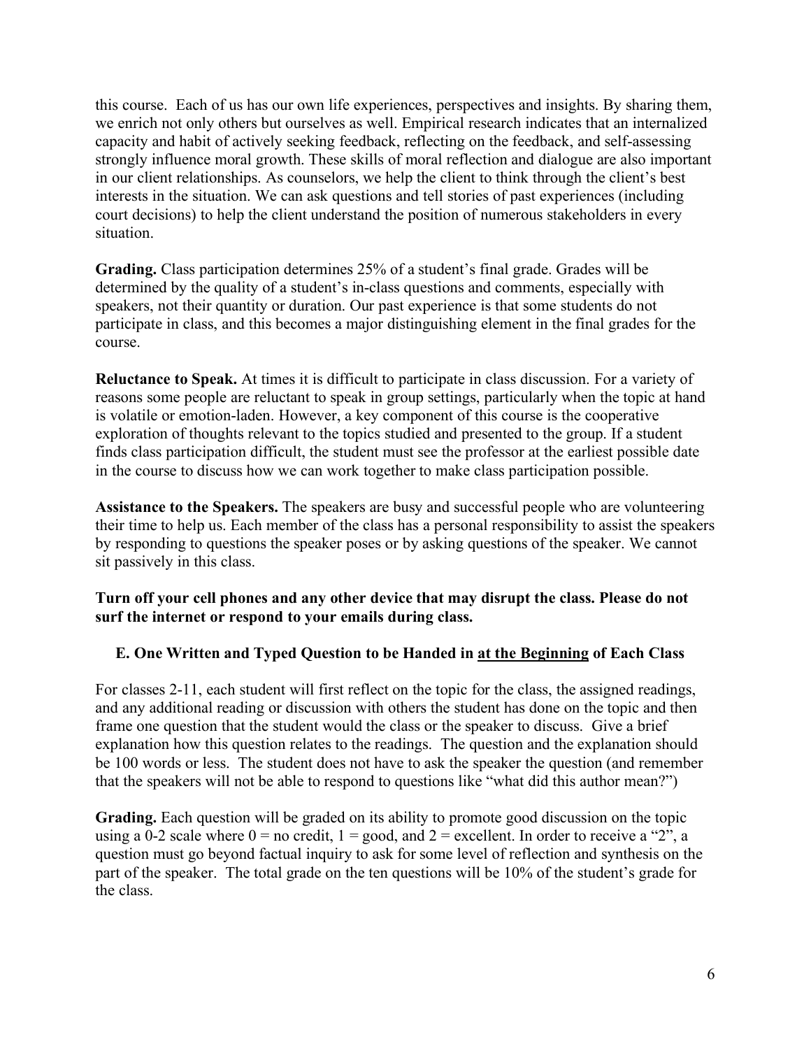this course. Each of us has our own life experiences, perspectives and insights. By sharing them, we enrich not only others but ourselves as well. Empirical research indicates that an internalized capacity and habit of actively seeking feedback, reflecting on the feedback, and self-assessing strongly influence moral growth. These skills of moral reflection and dialogue are also important in our client relationships. As counselors, we help the client to think through the client's best interests in the situation. We can ask questions and tell stories of past experiences (including court decisions) to help the client understand the position of numerous stakeholders in every situation.

**Grading.** Class participation determines 25% of a student's final grade. Grades will be determined by the quality of a student's in-class questions and comments, especially with speakers, not their quantity or duration. Our past experience is that some students do not participate in class, and this becomes a major distinguishing element in the final grades for the course.

**Reluctance to Speak.** At times it is difficult to participate in class discussion. For a variety of reasons some people are reluctant to speak in group settings, particularly when the topic at hand is volatile or emotion-laden. However, a key component of this course is the cooperative exploration of thoughts relevant to the topics studied and presented to the group. If a student finds class participation difficult, the student must see the professor at the earliest possible date in the course to discuss how we can work together to make class participation possible.

**Assistance to the Speakers.** The speakers are busy and successful people who are volunteering their time to help us. Each member of the class has a personal responsibility to assist the speakers by responding to questions the speaker poses or by asking questions of the speaker. We cannot sit passively in this class.

**Turn off your cell phones and any other device that may disrupt the class. Please do not surf the internet or respond to your emails during class.**

### E. One Written and Typed Question to be Handed in <u>at the Beginning</u> of Each Class

For classes 2-11, each student will first reflect on the topic for the class, the assigned readings, and any additional reading or discussion with others the student has done on the topic and then frame one question that the student would the class or the speaker to discuss. Give a brief explanation how this question relates to the readings. The question and the explanation should be 100 words or less. The student does not have to ask the speaker the question (and remember that the speakers will not be able to respond to questions like "what did this author mean?")

**Grading.** Each question will be graded on its ability to promote good discussion on the topic using a 0-2 scale where 0 = no credit, 1 = good, and 2 = excellent. In order to receive a "2", a question must go beyond factual inquiry to ask for some level of reflection and synthesis on the part of the speaker. The total grade on the ten questions will be 10% of the student's grade for the class.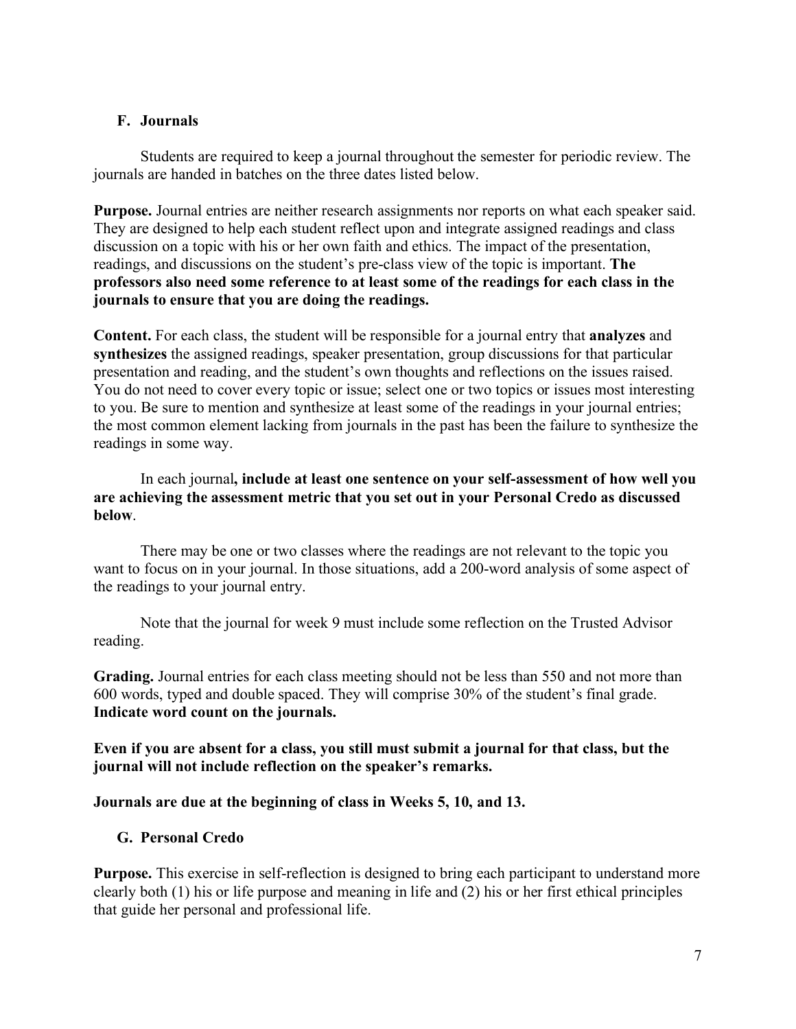### F. Journals

Students are required to keep a journal throughout the semester for periodic review. The journals are handed in batches on the three dates listed below.

**Purpose.** Journal entries are neither research assignments nor reports on what each speaker said. They are designed to help each student reflect upon and integrate assigned readings and class discussion on a topic with his or her own faith and ethics. The impact of the presentation, readings, and discussions on the student's pre-class view of the topic is important. **The professors also need some reference to at least some of the readings for each class in the journals to ensure that you are doing the readings.**

**Content.** For each class, the student will be responsible for a journal entry that **analyzes** and **synthesizes** the assigned readings, speaker presentation, group discussions for that particular presentation and reading, and the student's own thoughts and reflections on the issues raised. You do not need to cover every topic or issue; select one or two topics or issues most interesting to you. Be sure to mention and synthesize at least some of the readings in your journal entries; the most common element lacking from journals in the past has been the failure to synthesize the readings in some way.

In each journal**, include at least one sentence on your self-assessment of how well you are achieving the assessment metric that you set out in your Personal Credo as discussed below**.

There may be one or two classes where the readings are not relevant to the topic you want to focus on in your journal. In those situations, add a 200-word analysis of some aspect of the readings to your journal entry.

Note that the journal for week 9 must include some reflection on the Trusted Advisor reading.

**Grading.** Journal entries for each class meeting should not be less than 550 and not more than 600 words, typed and double spaced. They will comprise 30% of the student's final grade. **Indicate word count on the journals.**

**Even if you are absent for a class, you still must submit a journal for that class, but the journal will not include reflection on the speaker's remarks.**

**Journals are due at the beginning of class in Weeks 5, 10, and 13.**

### G. Personal Credo

**Purpose.** This exercise in self-reflection is designed to bring each participant to understand more clearly both (1) his or life purpose and meaning in life and (2) his or her first ethical principles that guide her personal and professional life.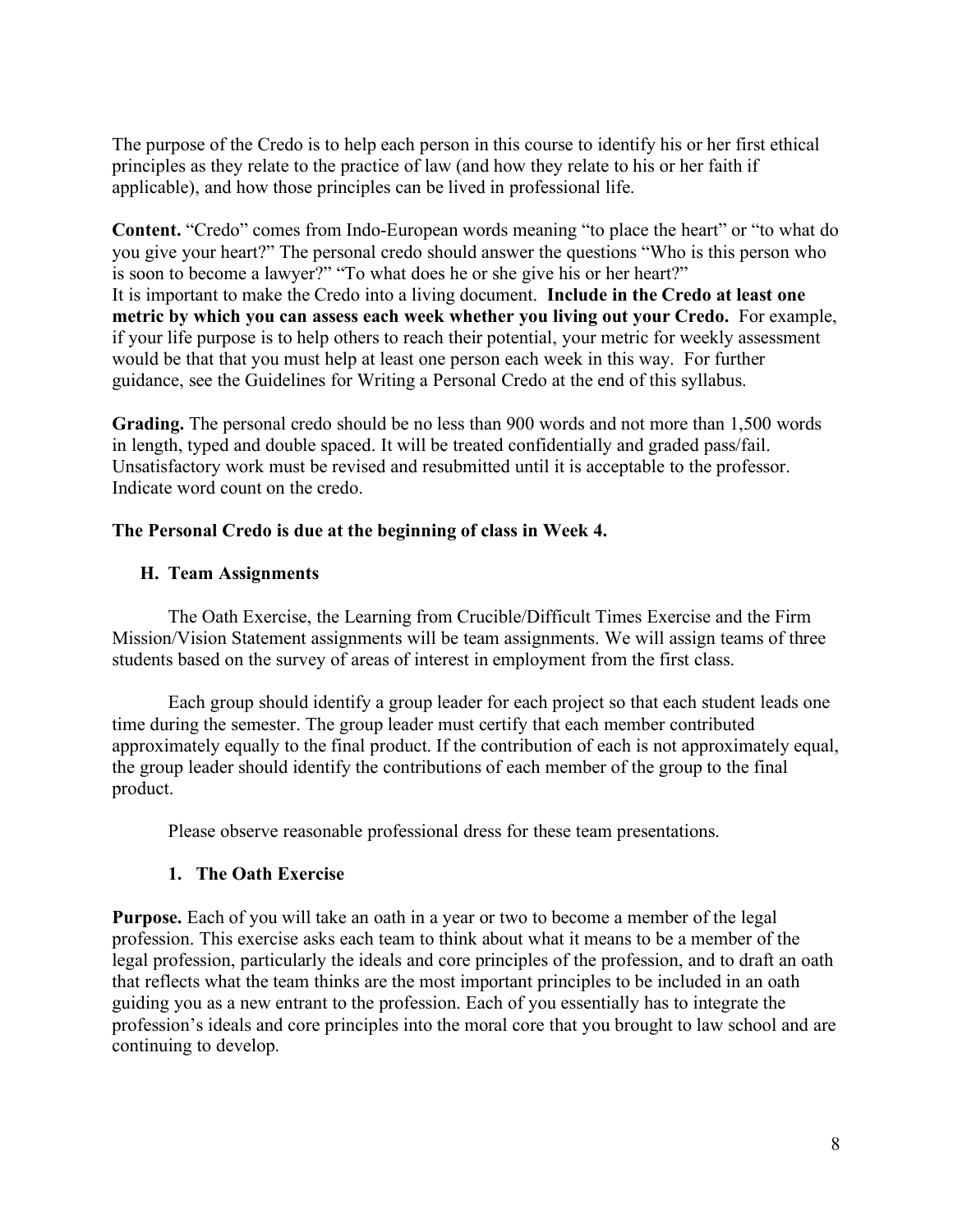The purpose of the Credo is to help each person in this course to identify his or her first ethical principles as they relate to the practice of law (and how they relate to his or her faith if applicable), and how those principles can be lived in professional life.

**Content.** "Credo" comes from Indo-European words meaning "to place the heart" or "to what do you give your heart?" The personal credo should answer the questions "Who is this person who is soon to become a lawyer?" "To what does he or she give his or her heart?"
It is important to make the Credo into a living document. **Include in the Credo at least one metric by which you can assess each week whether you living out your Credo.** For example, if your life purpose is to help others to reach their potential, your metric for weekly assessment would be that that you must help at least one person each week in this way. For further guidance, see the Guidelines for Writing a Personal Credo at the end of this syllabus.

**Grading.** The personal credo should be no less than 900 words and not more than 1,500 words in length, typed and double spaced. It will be treated confidentially and graded pass/fail. Unsatisfactory work must be revised and resubmitted until it is acceptable to the professor. Indicate word count on the credo.

**The Personal Credo is due at the beginning of class in Week 4.**

### H. Team Assignments

The Oath Exercise, the Learning from Crucible/Difficult Times Exercise and the Firm Mission/Vision Statement assignments will be team assignments. We will assign teams of three students based on the survey of areas of interest in employment from the first class.

Each group should identify a group leader for each project so that each student leads one time during the semester. The group leader must certify that each member contributed approximately equally to the final product. If the contribution of each is not approximately equal, the group leader should identify the contributions of each member of the group to the final product.

Please observe reasonable professional dress for these team presentations.

#### 1. The Oath Exercise

**Purpose.** Each of you will take an oath in a year or two to become a member of the legal profession. This exercise asks each team to think about what it means to be a member of the legal profession, particularly the ideals and core principles of the profession, and to draft an oath that reflects what the team thinks are the most important principles to be included in an oath guiding you as a new entrant to the profession. Each of you essentially has to integrate the profession's ideals and core principles into the moral core that you brought to law school and are continuing to develop.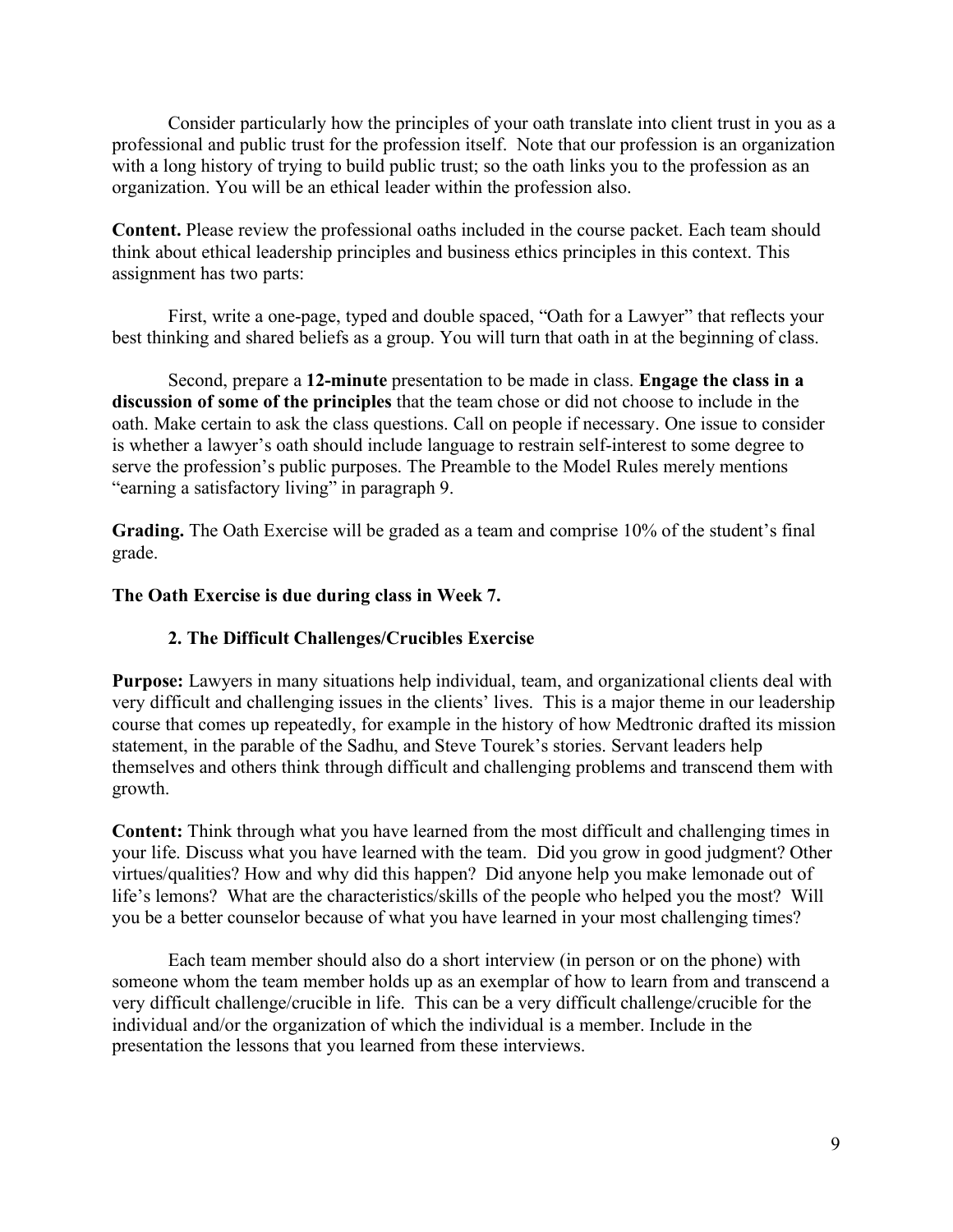Consider particularly how the principles of your oath translate into client trust in you as a professional and public trust for the profession itself. Note that our profession is an organization with a long history of trying to build public trust; so the oath links you to the profession as an organization. You will be an ethical leader within the profession also.

**Content.** Please review the professional oaths included in the course packet. Each team should think about ethical leadership principles and business ethics principles in this context. This assignment has two parts:

First, write a one-page, typed and double spaced, "Oath for a Lawyer" that reflects your best thinking and shared beliefs as a group. You will turn that oath in at the beginning of class.

Second, prepare a **12-minute** presentation to be made in class. **Engage the class in a discussion of some of the principles** that the team chose or did not choose to include in the oath. Make certain to ask the class questions. Call on people if necessary. One issue to consider is whether a lawyer's oath should include language to restrain self-interest to some degree to serve the profession's public purposes. The Preamble to the Model Rules merely mentions "earning a satisfactory living" in paragraph 9.

**Grading.** The Oath Exercise will be graded as a team and comprise 10% of the student's final grade.

**The Oath Exercise is due during class in Week 7.**

### 2. The Difficult Challenges/Crucibles Exercise

**Purpose:** Lawyers in many situations help individual, team, and organizational clients deal with very difficult and challenging issues in the clients' lives. This is a major theme in our leadership course that comes up repeatedly, for example in the history of how Medtronic drafted its mission statement, in the parable of the Sadhu, and Steve Tourek's stories. Servant leaders help themselves and others think through difficult and challenging problems and transcend them with growth.

**Content:** Think through what you have learned from the most difficult and challenging times in your life. Discuss what you have learned with the team. Did you grow in good judgment? Other virtues/qualities? How and why did this happen? Did anyone help you make lemonade out of life's lemons? What are the characteristics/skills of the people who helped you the most? Will you be a better counselor because of what you have learned in your most challenging times?

Each team member should also do a short interview (in person or on the phone) with someone whom the team member holds up as an exemplar of how to learn from and transcend a very difficult challenge/crucible in life. This can be a very difficult challenge/crucible for the individual and/or the organization of which the individual is a member. Include in the presentation the lessons that you learned from these interviews.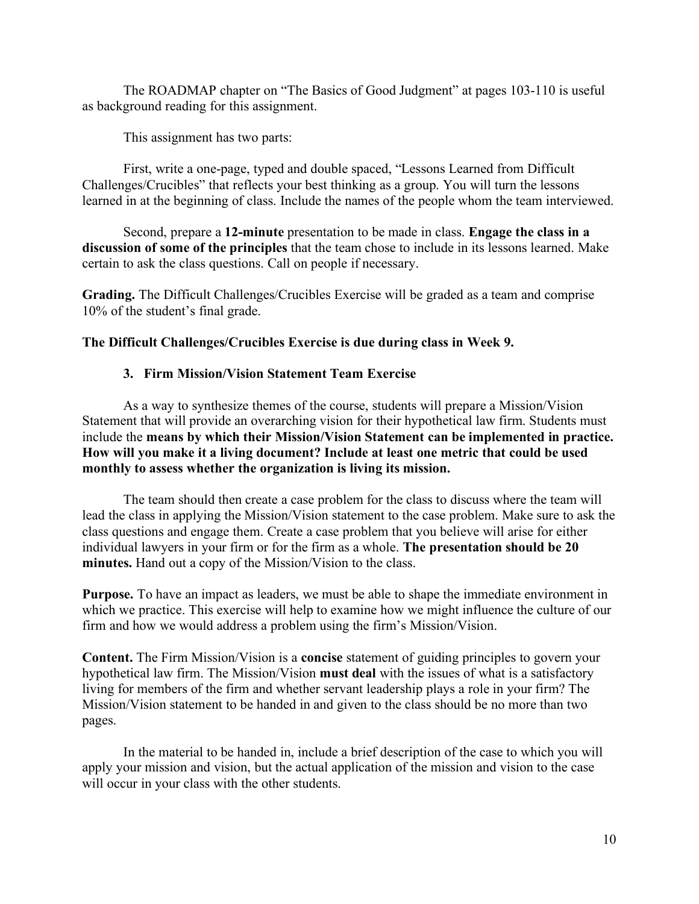The ROADMAP chapter on "The Basics of Good Judgment" at pages 103-110 is useful as background reading for this assignment.

This assignment has two parts:

First, write a one-page, typed and double spaced, "Lessons Learned from Difficult Challenges/Crucibles" that reflects your best thinking as a group. You will turn the lessons learned in at the beginning of class. Include the names of the people whom the team interviewed.

Second, prepare a **12-minute** presentation to be made in class. **Engage the class in a discussion of some of the principles** that the team chose to include in its lessons learned. Make certain to ask the class questions. Call on people if necessary.

**Grading.** The Difficult Challenges/Crucibles Exercise will be graded as a team and comprise 10% of the student's final grade.

**The Difficult Challenges/Crucibles Exercise is due during class in Week 9.**

### 3. Firm Mission/Vision Statement Team Exercise

As a way to synthesize themes of the course, students will prepare a Mission/Vision Statement that will provide an overarching vision for their hypothetical law firm. Students must include the **means by which their Mission/Vision Statement can be implemented in practice. How will you make it a living document? Include at least one metric that could be used monthly to assess whether the organization is living its mission.**

The team should then create a case problem for the class to discuss where the team will lead the class in applying the Mission/Vision statement to the case problem. Make sure to ask the class questions and engage them. Create a case problem that you believe will arise for either individual lawyers in your firm or for the firm as a whole. **The presentation should be 20 minutes.** Hand out a copy of the Mission/Vision to the class.

**Purpose.** To have an impact as leaders, we must be able to shape the immediate environment in which we practice. This exercise will help to examine how we might influence the culture of our firm and how we would address a problem using the firm's Mission/Vision.

**Content.** The Firm Mission/Vision is a **concise** statement of guiding principles to govern your hypothetical law firm. The Mission/Vision **must deal** with the issues of what is a satisfactory living for members of the firm and whether servant leadership plays a role in your firm? The Mission/Vision statement to be handed in and given to the class should be no more than two pages.

In the material to be handed in, include a brief description of the case to which you will apply your mission and vision, but the actual application of the mission and vision to the case will occur in your class with the other students.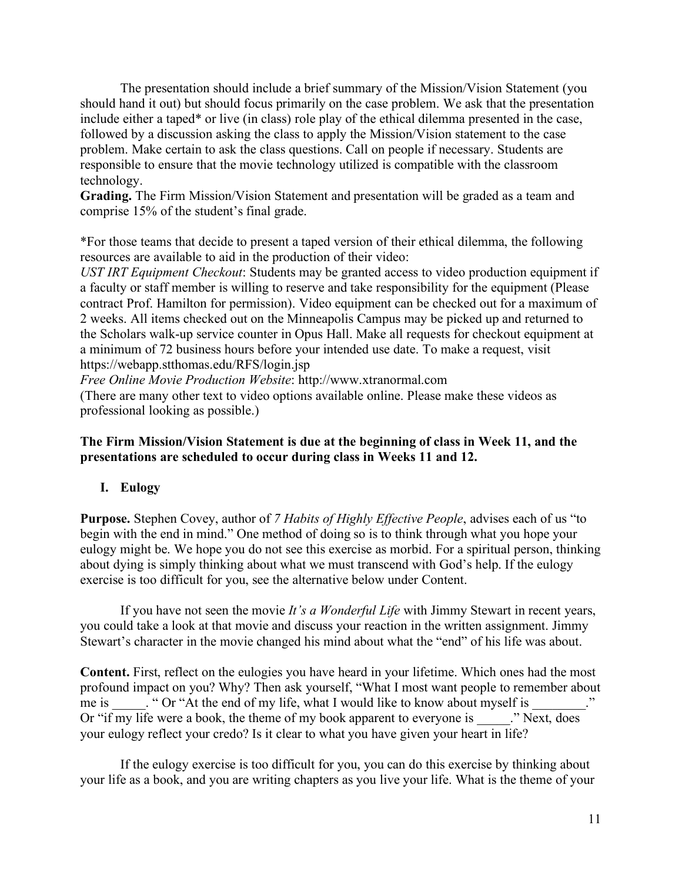The presentation should include a brief summary of the Mission/Vision Statement (you should hand it out) but should focus primarily on the case problem. We ask that the presentation include either a taped* or live (in class) role play of the ethical dilemma presented in the case, followed by a discussion asking the class to apply the Mission/Vision statement to the case problem. Make certain to ask the class questions. Call on people if necessary. Students are responsible to ensure that the movie technology utilized is compatible with the classroom technology.

**Grading.** The Firm Mission/Vision Statement and presentation will be graded as a team and comprise 15% of the student's final grade.

*For those teams that decide to present a taped version of their ethical dilemma, the following resources are available to aid in the production of their video:

*UST IRT Equipment Checkout*: Students may be granted access to video production equipment if a faculty or staff member is willing to reserve and take responsibility for the equipment (Please contract Prof. Hamilton for permission). Video equipment can be checked out for a maximum of 2 weeks. All items checked out on the Minneapolis Campus may be picked up and returned to the Scholars walk-up service counter in Opus Hall. Make all requests for checkout equipment at a minimum of 72 business hours before your intended use date. To make a request, visit https://webapp.stthomas.edu/RFS/login.jsp

*Free Online Movie Production Website*: http://www.xtranormal.com

(There are many other text to video options available online. Please make these videos as professional looking as possible.)

**The Firm Mission/Vision Statement is due at the beginning of class in Week 11, and the presentations are scheduled to occur during class in Weeks 11 and 12.**

## I. Eulogy

**Purpose.** Stephen Covey, author of *7 Habits of Highly Effective People*, advises each of us "to begin with the end in mind." One method of doing so is to think through what you hope your eulogy might be. We hope you do not see this exercise as morbid. For a spiritual person, thinking about dying is simply thinking about what we must transcend with God's help. If the eulogy exercise is too difficult for you, see the alternative below under Content.

If you have not seen the movie *It's a Wonderful Life* with Jimmy Stewart in recent years, you could take a look at that movie and discuss your reaction in the written assignment. Jimmy Stewart's character in the movie changed his mind about what the "end" of his life was about.

**Content.** First, reflect on the eulogies you have heard in your lifetime. Which ones had the most profound impact on you? Why? Then ask yourself, "What I most want people to remember about me is _____. " Or "At the end of my life, what I would like to know about myself is ________." Or "if my life were a book, the theme of my book apparent to everyone is _____." Next, does your eulogy reflect your credo? Is it clear to what you have given your heart in life?

If the eulogy exercise is too difficult for you, you can do this exercise by thinking about your life as a book, and you are writing chapters as you live your life. What is the theme of your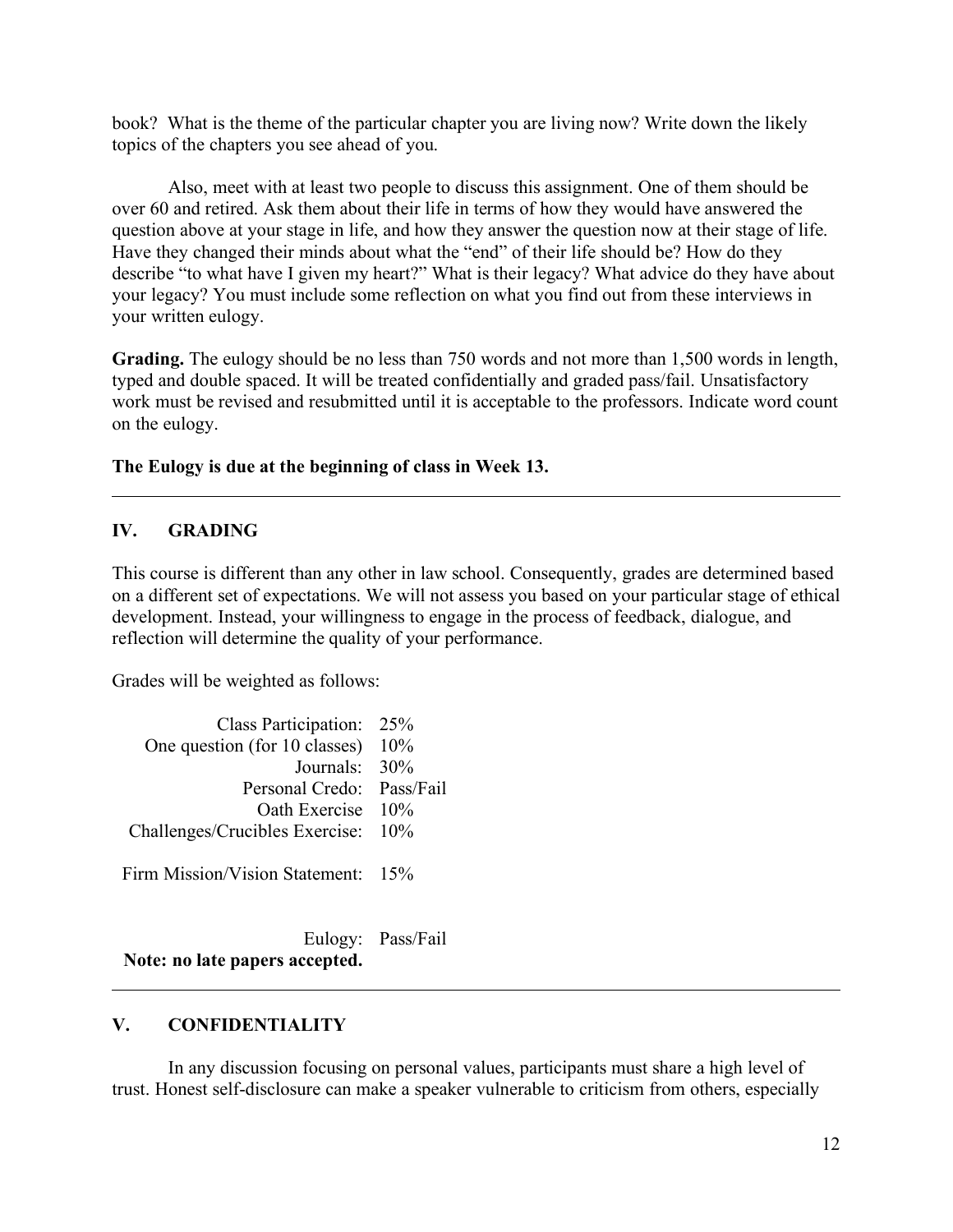book? What is the theme of the particular chapter you are living now? Write down the likely topics of the chapters you see ahead of you.

Also, meet with at least two people to discuss this assignment. One of them should be over 60 and retired. Ask them about their life in terms of how they would have answered the question above at your stage in life, and how they answer the question now at their stage of life. Have they changed their minds about what the "end" of their life should be? How do they describe "to what have I given my heart?" What is their legacy? What advice do they have about your legacy? You must include some reflection on what you find out from these interviews in your written eulogy.

**Grading.** The eulogy should be no less than 750 words and not more than 1,500 words in length, typed and double spaced. It will be treated confidentially and graded pass/fail. Unsatisfactory work must be revised and resubmitted until it is acceptable to the professors. Indicate word count on the eulogy.

**The Eulogy is due at the beginning of class in Week 13.**

---

## IV. GRADING

This course is different than any other in law school. Consequently, grades are determined based on a different set of expectations. We will not assess you based on your particular stage of ethical development. Instead, your willingness to engage in the process of feedback, dialogue, and reflection will determine the quality of your performance.

Grades will be weighted as follows:

| | |
|---:|---|
| Class Participation: | 25% |
| One question (for 10 classes) | 10% |
| Journals: | 30% |
| Personal Credo: | Pass/Fail |
| Oath Exercise | 10% |
| Challenges/Crucibles Exercise: | 10% |
| Firm Mission/Vision Statement: | 15% |
| Eulogy: | Pass/Fail |

**Note: no late papers accepted.**

---

## V. CONFIDENTIALITY

In any discussion focusing on personal values, participants must share a high level of trust. Honest self-disclosure can make a speaker vulnerable to criticism from others, especially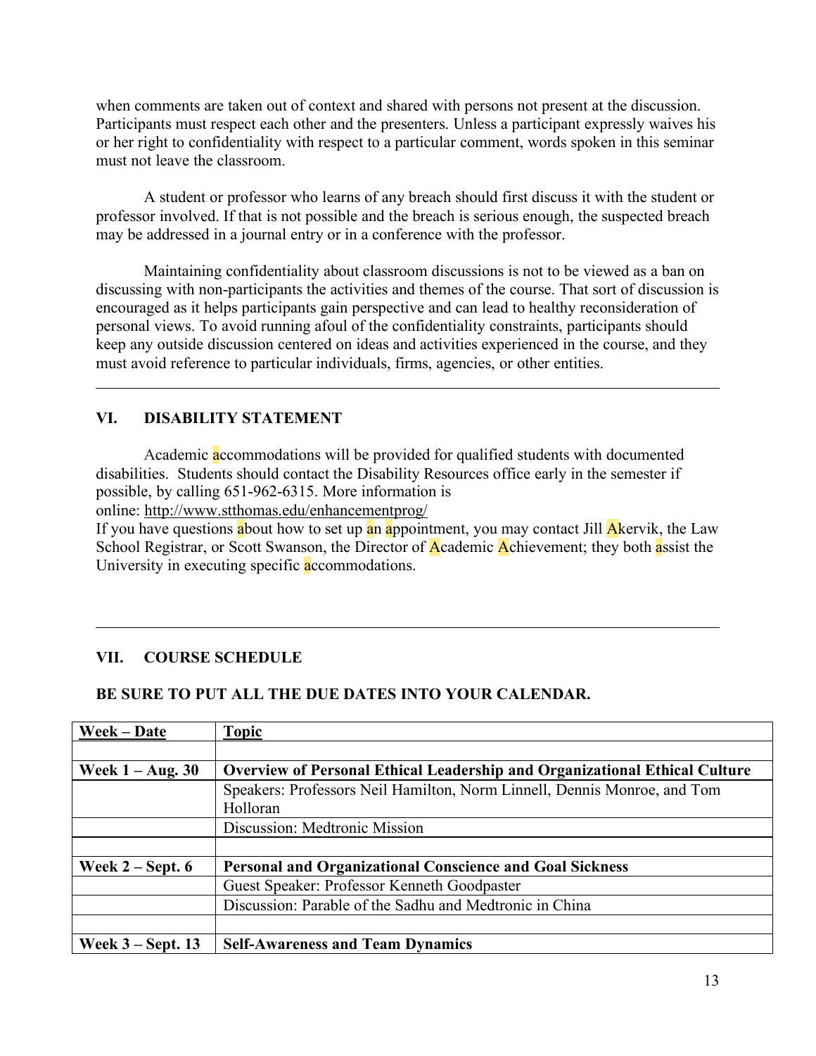when comments are taken out of context and shared with persons not present at the discussion. Participants must respect each other and the presenters. Unless a participant expressly waives his or her right to confidentiality with respect to a particular comment, words spoken in this seminar must not leave the classroom.

A student or professor who learns of any breach should first discuss it with the student or professor involved. If that is not possible and the breach is serious enough, the suspected breach may be addressed in a journal entry or in a conference with the professor.

Maintaining confidentiality about classroom discussions is not to be viewed as a ban on discussing with non-participants the activities and themes of the course. That sort of discussion is encouraged as it helps participants gain perspective and can lead to healthy reconsideration of personal views. To avoid running afoul of the confidentiality constraints, participants should keep any outside discussion centered on ideas and activities experienced in the course, and they must avoid reference to particular individuals, firms, agencies, or other entities.

---

## VI. DISABILITY STATEMENT

Academic accommodations will be provided for qualified students with documented disabilities. Students should contact the Disability Resources office early in the semester if possible, by calling 651-962-6315. More information is online: http://www.stthomas.edu/enhancementprog/
If you have questions about how to set up an appointment, you may contact Jill Akervik, the Law School Registrar, or Scott Swanson, the Director of Academic Achievement; they both assist the University in executing specific accommodations.

---

## VII. COURSE SCHEDULE

**BE SURE TO PUT ALL THE DUE DATES INTO YOUR CALENDAR.**

| **Week – Date** | **Topic** |
|---|---|
| | |
| **Week 1 – Aug. 30** | **Overview of Personal Ethical Leadership and Organizational Ethical Culture** |
| | Speakers: Professors Neil Hamilton, Norm Linnell, Dennis Monroe, and Tom Holloran |
| | Discussion: Medtronic Mission |
| | |
| **Week 2 – Sept. 6** | **Personal and Organizational Conscience and Goal Sickness** |
| | Guest Speaker: Professor Kenneth Goodpaster |
| | Discussion: Parable of the Sadhu and Medtronic in China |
| | |
| **Week 3 – Sept. 13** | **Self-Awareness and Team Dynamics** |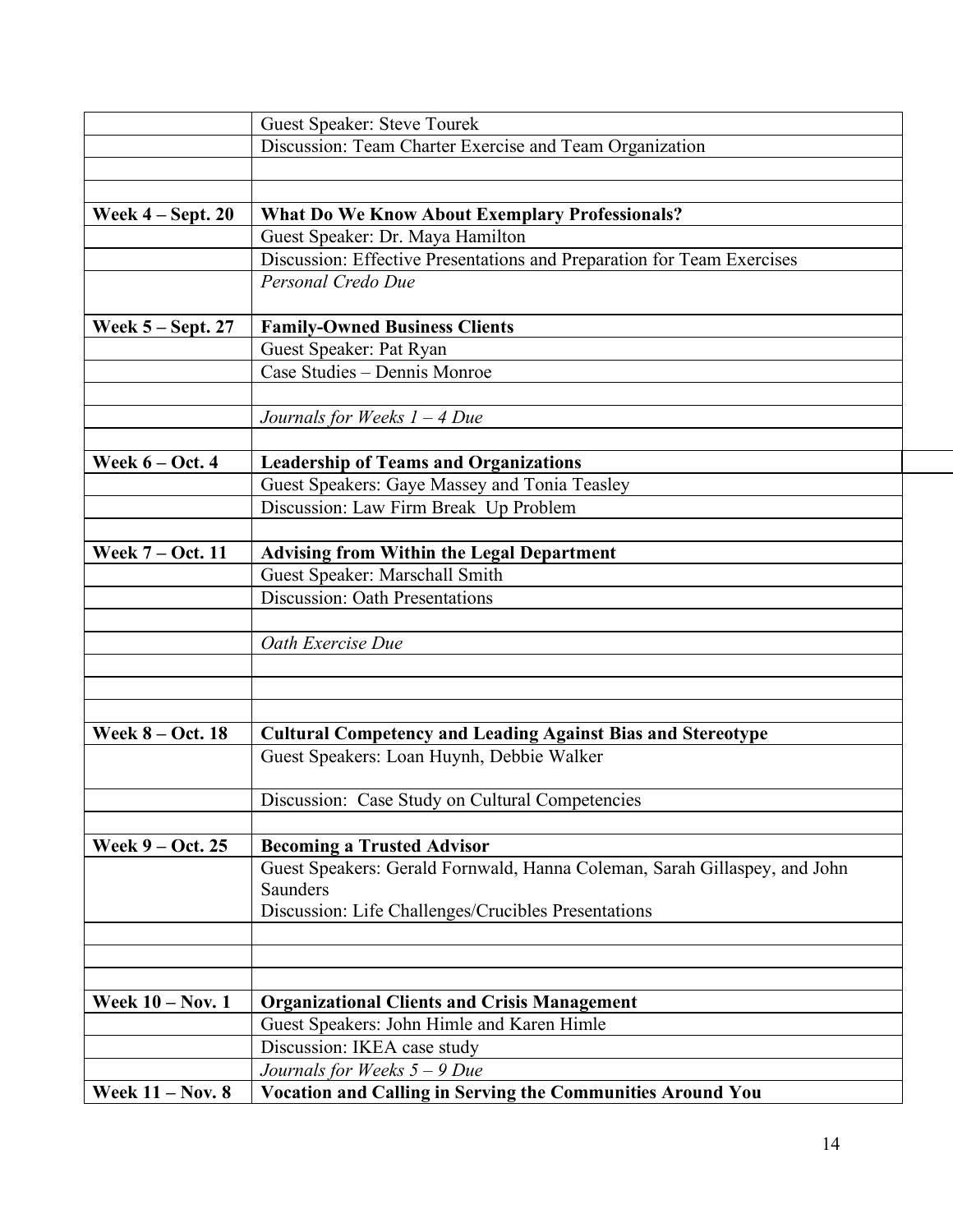| | |
|---|---|
| | Guest Speaker: Steve Tourek |
| | Discussion: Team Charter Exercise and Team Organization |
| | |
| | |
| **Week 4 – Sept. 20** | **What Do We Know About Exemplary Professionals?** |
| | Guest Speaker: Dr. Maya Hamilton |
| | Discussion: Effective Presentations and Preparation for Team Exercises |
| | *Personal Credo Due* |
| **Week 5 – Sept. 27** | **Family-Owned Business Clients** |
| | Guest Speaker: Pat Ryan |
| | Case Studies – Dennis Monroe |
| | |
| | *Journals for Weeks 1 – 4 Due* |
| | |
| **Week 6 – Oct. 4** | **Leadership of Teams and Organizations** |
| | Guest Speakers: Gaye Massey and Tonia Teasley |
| | Discussion: Law Firm Break Up Problem |
| | |
| **Week 7 – Oct. 11** | **Advising from Within the Legal Department** |
| | Guest Speaker: Marschall Smith |
| | Discussion: Oath Presentations |
| | |
| | *Oath Exercise Due* |
| | |
| | |
| | |
| **Week 8 – Oct. 18** | **Cultural Competency and Leading Against Bias and Stereotype** |
| | Guest Speakers: Loan Huynh, Debbie Walker |
| | Discussion: Case Study on Cultural Competencies |
| | |
| **Week 9 – Oct. 25** | **Becoming a Trusted Advisor** |
| | Guest Speakers: Gerald Fornwald, Hanna Coleman, Sarah Gillaspey, and John Saunders<br>Discussion: Life Challenges/Crucibles Presentations |
| | |
| | |
| | |
| **Week 10 – Nov. 1** | **Organizational Clients and Crisis Management** |
| | Guest Speakers: John Himle and Karen Himle |
| | Discussion: IKEA case study |
| | *Journals for Weeks 5 – 9 Due* |
| **Week 11 – Nov. 8** | **Vocation and Calling in Serving the Communities Around You** |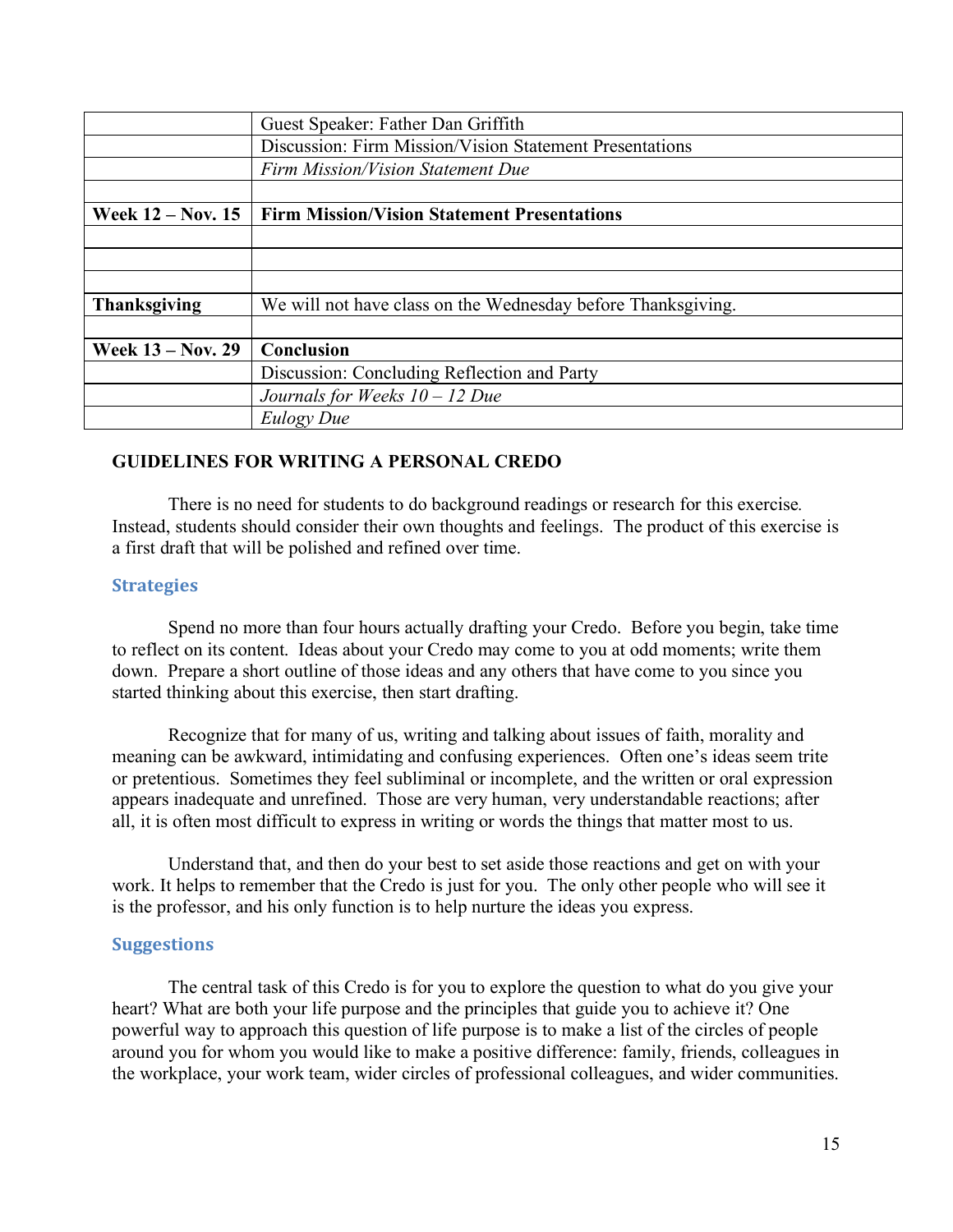| | |
|---|---|
| | Guest Speaker: Father Dan Griffith |
| | Discussion: Firm Mission/Vision Statement Presentations |
| | *Firm Mission/Vision Statement Due* |
| | |
| **Week 12 – Nov. 15** | **Firm Mission/Vision Statement Presentations** |
| | |
| | |
| | |
| **Thanksgiving** | We will not have class on the Wednesday before Thanksgiving. |
| | |
| **Week 13 – Nov. 29** | **Conclusion** |
| | Discussion: Concluding Reflection and Party |
| | *Journals for Weeks 10 – 12 Due* |
| | *Eulogy Due* |

## GUIDELINES FOR WRITING A PERSONAL CREDO

There is no need for students to do background readings or research for this exercise. Instead, students should consider their own thoughts and feelings. The product of this exercise is a first draft that will be polished and refined over time.

### Strategies

Spend no more than four hours actually drafting your Credo. Before you begin, take time to reflect on its content. Ideas about your Credo may come to you at odd moments; write them down. Prepare a short outline of those ideas and any others that have come to you since you started thinking about this exercise, then start drafting.

Recognize that for many of us, writing and talking about issues of faith, morality and meaning can be awkward, intimidating and confusing experiences. Often one's ideas seem trite or pretentious. Sometimes they feel subliminal or incomplete, and the written or oral expression appears inadequate and unrefined. Those are very human, very understandable reactions; after all, it is often most difficult to express in writing or words the things that matter most to us.

Understand that, and then do your best to set aside those reactions and get on with your work. It helps to remember that the Credo is just for you. The only other people who will see it is the professor, and his only function is to help nurture the ideas you express.

### Suggestions

The central task of this Credo is for you to explore the question to what do you give your heart? What are both your life purpose and the principles that guide you to achieve it? One powerful way to approach this question of life purpose is to make a list of the circles of people around you for whom you would like to make a positive difference: family, friends, colleagues in the workplace, your work team, wider circles of professional colleagues, and wider communities.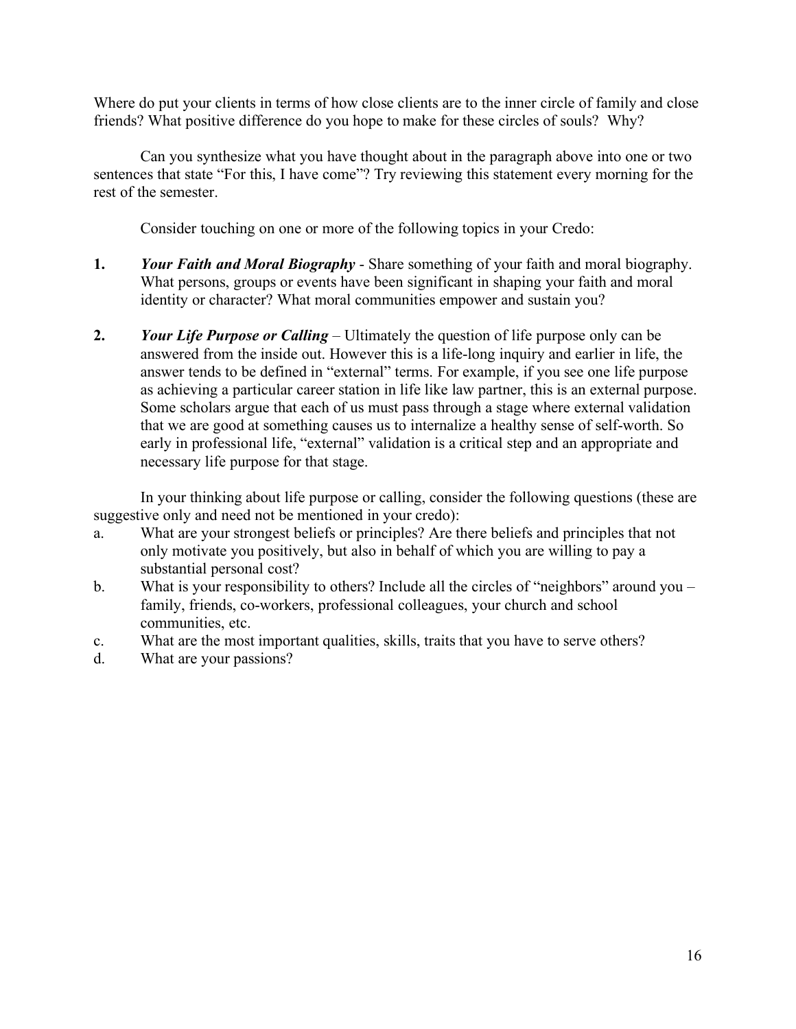Where do put your clients in terms of how close clients are to the inner circle of family and close friends? What positive difference do you hope to make for these circles of souls? Why?

Can you synthesize what you have thought about in the paragraph above into one or two sentences that state "For this, I have come"? Try reviewing this statement every morning for the rest of the semester.

Consider touching on one or more of the following topics in your Credo:

1. ***Your Faith and Moral Biography*** - Share something of your faith and moral biography. What persons, groups or events have been significant in shaping your faith and moral identity or character? What moral communities empower and sustain you?

2. ***Your Life Purpose or Calling*** – Ultimately the question of life purpose only can be answered from the inside out. However this is a life-long inquiry and earlier in life, the answer tends to be defined in "external" terms. For example, if you see one life purpose as achieving a particular career station in life like law partner, this is an external purpose. Some scholars argue that each of us must pass through a stage where external validation that we are good at something causes us to internalize a healthy sense of self-worth. So early in professional life, "external" validation is a critical step and an appropriate and necessary life purpose for that stage.

In your thinking about life purpose or calling, consider the following questions (these are suggestive only and need not be mentioned in your credo):

a. What are your strongest beliefs or principles? Are there beliefs and principles that not only motivate you positively, but also in behalf of which you are willing to pay a substantial personal cost?
b. What is your responsibility to others? Include all the circles of "neighbors" around you – family, friends, co-workers, professional colleagues, your church and school communities, etc.
c. What are the most important qualities, skills, traits that you have to serve others?
d. What are your passions?